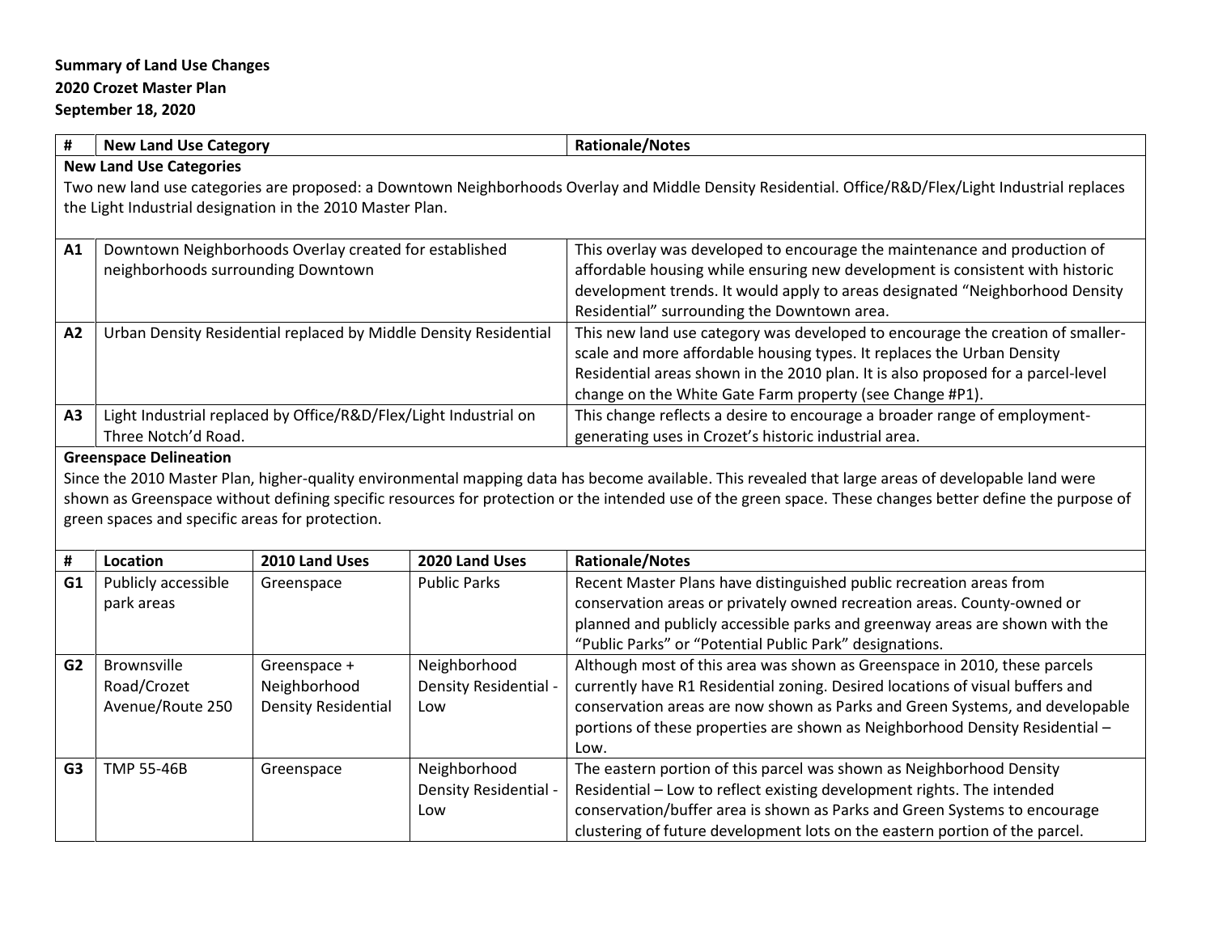**Summary of Land Use Changes**
**2020 Crozet Master Plan**
**September 18, 2020**

| # | New Land Use Category | Rationale/Notes |
|---|---|---|
| **New Land Use Categories**<br>Two new land use categories are proposed: a Downtown Neighborhoods Overlay and Middle Density Residential. Office/R&D/Flex/Light Industrial replaces the Light Industrial designation in the 2010 Master Plan. | | |
| **A1** | Downtown Neighborhoods Overlay created for established neighborhoods surrounding Downtown | This overlay was developed to encourage the maintenance and production of affordable housing while ensuring new development is consistent with historic development trends. It would apply to areas designated "Neighborhood Density Residential" surrounding the Downtown area. |
| **A2** | Urban Density Residential replaced by Middle Density Residential | This new land use category was developed to encourage the creation of smaller-scale and more affordable housing types. It replaces the Urban Density Residential areas shown in the 2010 plan. It is also proposed for a parcel-level change on the White Gate Farm property (see Change #P1). |
| **A3** | Light Industrial replaced by Office/R&D/Flex/Light Industrial on Three Notch'd Road. | This change reflects a desire to encourage a broader range of employment-generating uses in Crozet's historic industrial area. |

**Greenspace Delineation**

Since the 2010 Master Plan, higher-quality environmental mapping data has become available. This revealed that large areas of developable land were shown as Greenspace without defining specific resources for protection or the intended use of the green space. These changes better define the purpose of green spaces and specific areas for protection.

| # | Location | 2010 Land Uses | 2020 Land Uses | Rationale/Notes |
|---|---|---|---|---|
| **G1** | Publicly accessible park areas | Greenspace | Public Parks | Recent Master Plans have distinguished public recreation areas from conservation areas or privately owned recreation areas. County-owned or planned and publicly accessible parks and greenway areas are shown with the "Public Parks" or "Potential Public Park" designations. |
| **G2** | Brownsville Road/Crozet Avenue/Route 250 | Greenspace + Neighborhood Density Residential | Neighborhood Density Residential - Low | Although most of this area was shown as Greenspace in 2010, these parcels currently have R1 Residential zoning. Desired locations of visual buffers and conservation areas are now shown as Parks and Green Systems, and developable portions of these properties are shown as Neighborhood Density Residential – Low. |
| **G3** | TMP 55-46B | Greenspace | Neighborhood Density Residential - Low | The eastern portion of this parcel was shown as Neighborhood Density Residential – Low to reflect existing development rights. The intended conservation/buffer area is shown as Parks and Green Systems to encourage clustering of future development lots on the eastern portion of the parcel. |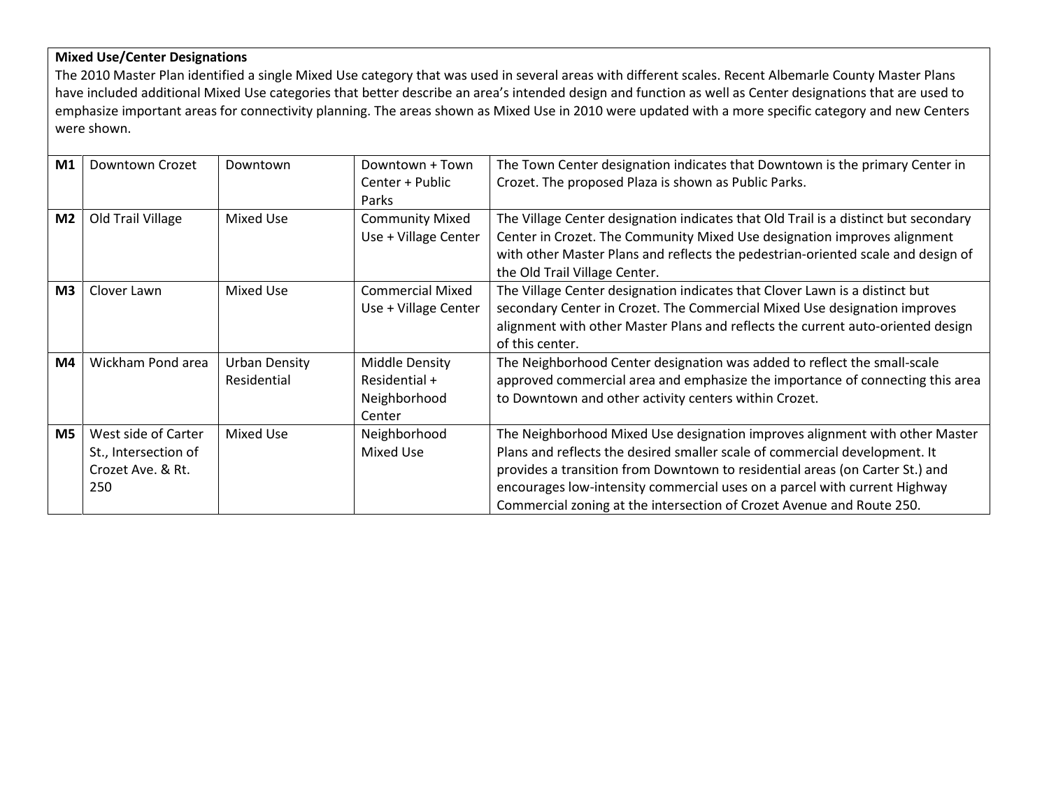**Mixed Use/Center Designations**

The 2010 Master Plan identified a single Mixed Use category that was used in several areas with different scales. Recent Albemarle County Master Plans have included additional Mixed Use categories that better describe an area's intended design and function as well as Center designations that are used to emphasize important areas for connectivity planning. The areas shown as Mixed Use in 2010 were updated with a more specific category and new Centers were shown.

| | | | | |
|---|---|---|---|---|
| **M1** | Downtown Crozet | Downtown | Downtown + Town Center + Public Parks | The Town Center designation indicates that Downtown is the primary Center in Crozet. The proposed Plaza is shown as Public Parks. |
| **M2** | Old Trail Village | Mixed Use | Community Mixed Use + Village Center | The Village Center designation indicates that Old Trail is a distinct but secondary Center in Crozet. The Community Mixed Use designation improves alignment with other Master Plans and reflects the pedestrian-oriented scale and design of the Old Trail Village Center. |
| **M3** | Clover Lawn | Mixed Use | Commercial Mixed Use + Village Center | The Village Center designation indicates that Clover Lawn is a distinct but secondary Center in Crozet. The Commercial Mixed Use designation improves alignment with other Master Plans and reflects the current auto-oriented design of this center. |
| **M4** | Wickham Pond area | Urban Density Residential | Middle Density Residential + Neighborhood Center | The Neighborhood Center designation was added to reflect the small-scale approved commercial area and emphasize the importance of connecting this area to Downtown and other activity centers within Crozet. |
| **M5** | West side of Carter St., Intersection of Crozet Ave. & Rt. 250 | Mixed Use | Neighborhood Mixed Use | The Neighborhood Mixed Use designation improves alignment with other Master Plans and reflects the desired smaller scale of commercial development. It provides a transition from Downtown to residential areas (on Carter St.) and encourages low-intensity commercial uses on a parcel with current Highway Commercial zoning at the intersection of Crozet Avenue and Route 250. |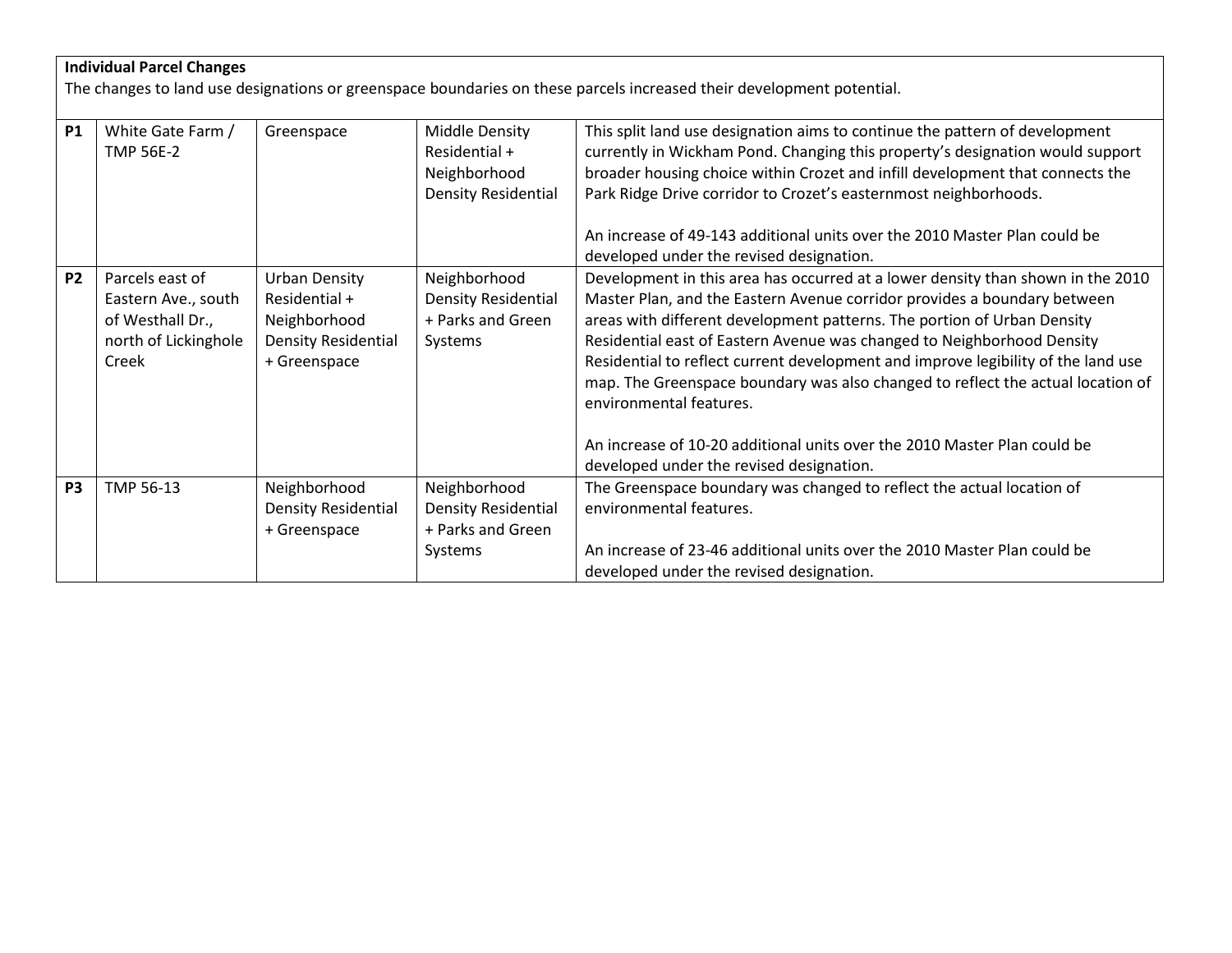**Individual Parcel Changes**

The changes to land use designations or greenspace boundaries on these parcels increased their development potential.

| | | | | |
|---|---|---|---|---|
| **P1** | White Gate Farm / TMP 56E-2 | Greenspace | Middle Density Residential + Neighborhood Density Residential | This split land use designation aims to continue the pattern of development currently in Wickham Pond. Changing this property's designation would support broader housing choice within Crozet and infill development that connects the Park Ridge Drive corridor to Crozet's easternmost neighborhoods.<br><br>An increase of 49-143 additional units over the 2010 Master Plan could be developed under the revised designation. |
| **P2** | Parcels east of Eastern Ave., south of Westhall Dr., north of Lickinghole Creek | Urban Density Residential + Neighborhood Density Residential + Greenspace | Neighborhood Density Residential + Parks and Green Systems | Development in this area has occurred at a lower density than shown in the 2010 Master Plan, and the Eastern Avenue corridor provides a boundary between areas with different development patterns. The portion of Urban Density Residential east of Eastern Avenue was changed to Neighborhood Density Residential to reflect current development and improve legibility of the land use map. The Greenspace boundary was also changed to reflect the actual location of environmental features.<br><br>An increase of 10-20 additional units over the 2010 Master Plan could be developed under the revised designation. |
| **P3** | TMP 56-13 | Neighborhood Density Residential + Greenspace | Neighborhood Density Residential + Parks and Green Systems | The Greenspace boundary was changed to reflect the actual location of environmental features.<br><br>An increase of 23-46 additional units over the 2010 Master Plan could be developed under the revised designation. |